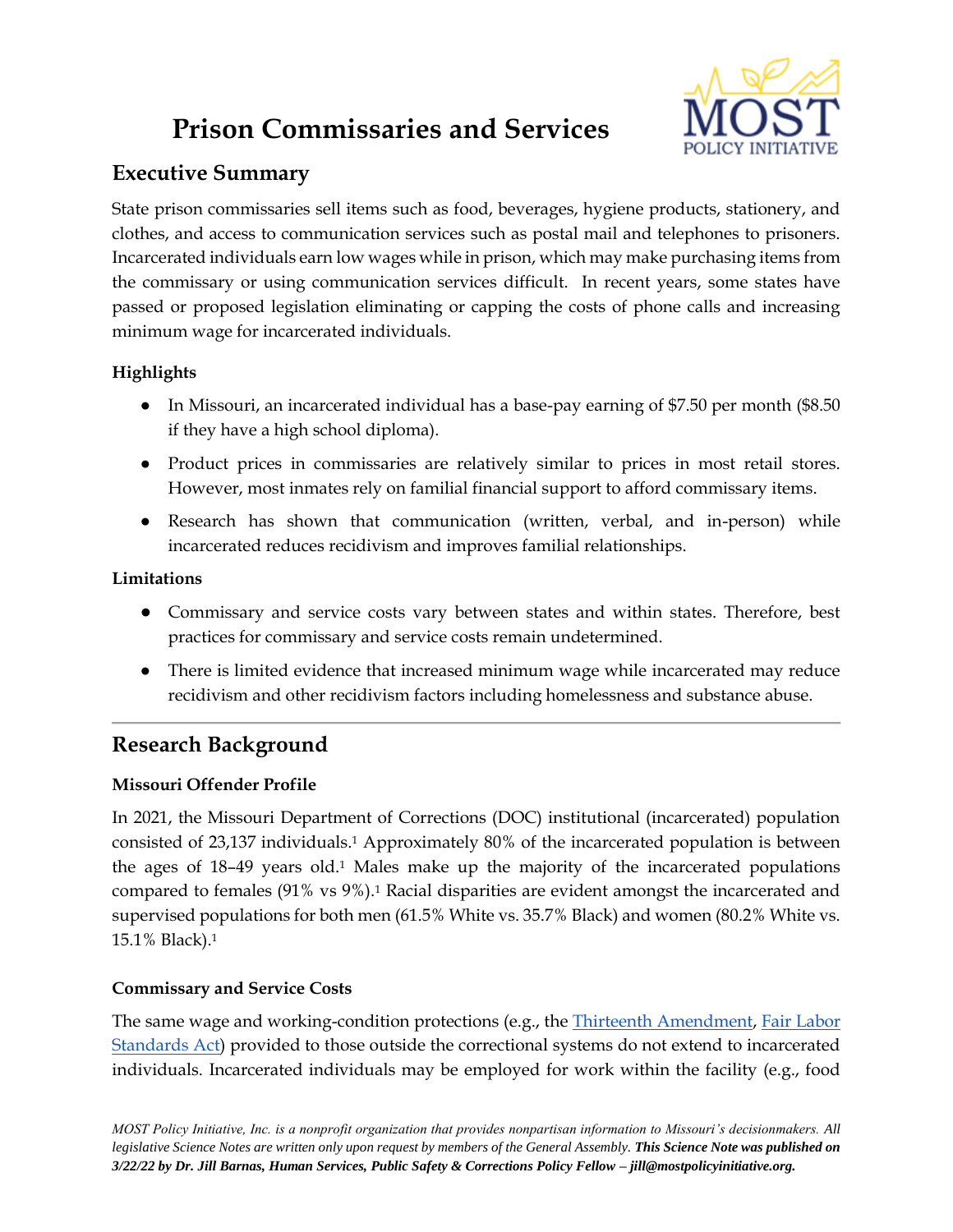# Prison Commissaries and Services

## Executive Summary

State prison commissaries sell items such as food, beverages, hygiene products, stationery, and clothes, and access to communication services such as postal mail and telephones to prisoners. Incarcerated individuals earn low wages while in prison, which may make purchasing items from the commissary or using communication services difficult. In recent years, some states have passed or proposed legislation eliminating or capping the costs of phone calls and increasing minimum wage for incarcerated individuals.

### Highlights

- In Missouri, an incarcerated individual has a base-pay earning of $7.50 per month ($8.50 if they have a high school diploma).
- Product prices in commissaries are relatively similar to prices in most retail stores. However, most inmates rely on familial financial support to afford commissary items.
- Research has shown that communication (written, verbal, and in-person) while incarcerated reduces recidivism and improves familial relationships.

### Limitations

- Commissary and service costs vary between states and within states. Therefore, best practices for commissary and service costs remain undetermined.
- There is limited evidence that increased minimum wage while incarcerated may reduce recidivism and other recidivism factors including homelessness and substance abuse.

---

## Research Background

### Missouri Offender Profile

In 2021, the Missouri Department of Corrections (DOC) institutional (incarcerated) population consisted of 23,137 individuals.[1] Approximately 80% of the incarcerated population is between the ages of 18–49 years old.[1] Males make up the majority of the incarcerated populations compared to females (91% vs 9%).[1] Racial disparities are evident amongst the incarcerated and supervised populations for both men (61.5% White vs. 35.7% Black) and women (80.2% White vs. 15.1% Black).[1]

### Commissary and Service Costs

The same wage and working-condition protections (e.g., the Thirteenth Amendment, Fair Labor Standards Act) provided to those outside the correctional systems do not extend to incarcerated individuals. Incarcerated individuals may be employed for work within the facility (e.g., food

*MOST Policy Initiative, Inc. is a nonprofit organization that provides nonpartisan information to Missouri's decisionmakers. All legislative Science Notes are written only upon request by members of the General Assembly.* ***This Science Note was published on 3/22/22 by Dr. Jill Barnas, Human Services, Public Safety & Corrections Policy Fellow – jill@mostpolicyinitiative.org.***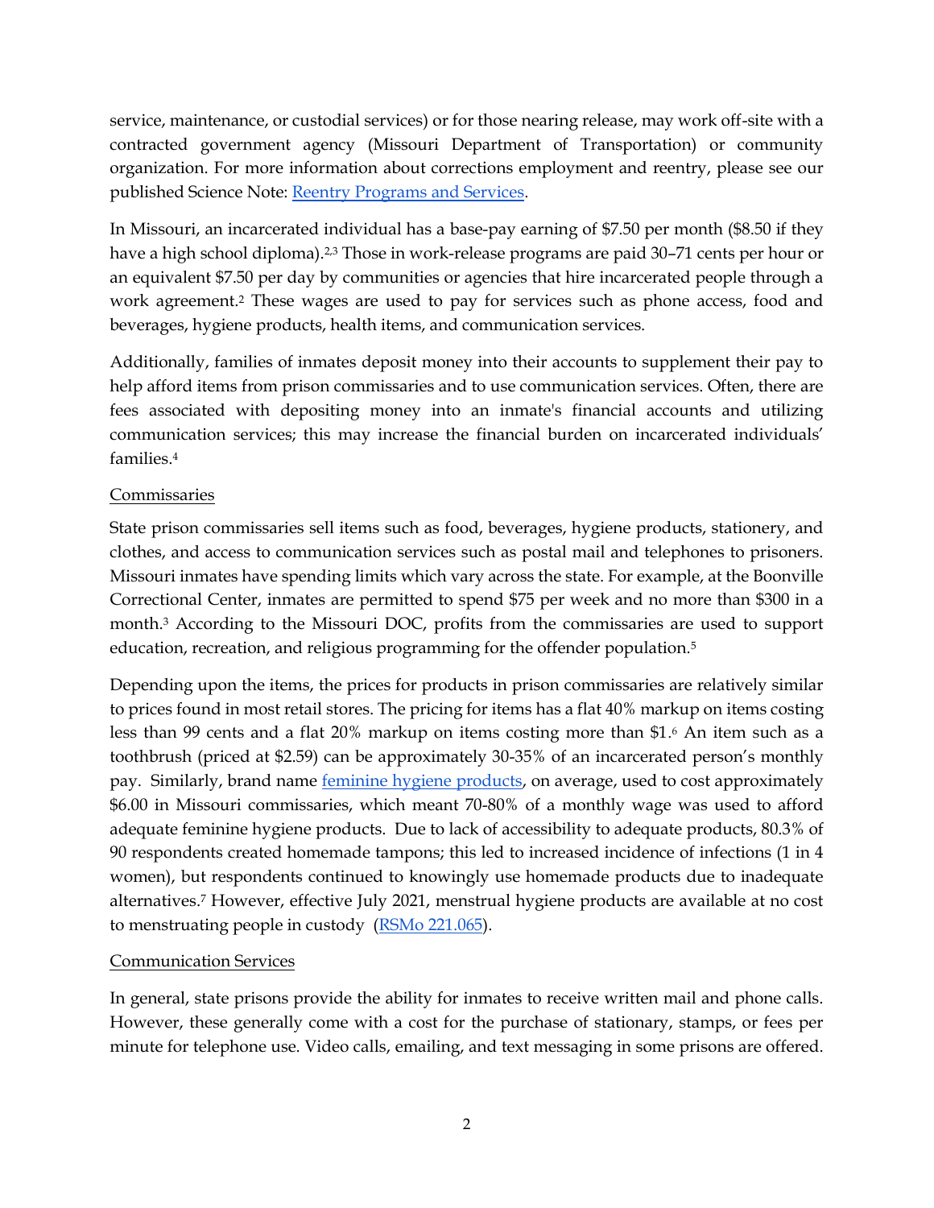service, maintenance, or custodial services) or for those nearing release, may work off-site with a contracted government agency (Missouri Department of Transportation) or community organization. For more information about corrections employment and reentry, please see our published Science Note: [Reentry Programs and Services](#).

In Missouri, an incarcerated individual has a base-pay earning of $7.50 per month ($8.50 if they have a high school diploma).[2,3] Those in work-release programs are paid 30–71 cents per hour or an equivalent $7.50 per day by communities or agencies that hire incarcerated people through a work agreement.[2] These wages are used to pay for services such as phone access, food and beverages, hygiene products, health items, and communication services.

Additionally, families of inmates deposit money into their accounts to supplement their pay to help afford items from prison commissaries and to use communication services. Often, there are fees associated with depositing money into an inmate's financial accounts and utilizing communication services; this may increase the financial burden on incarcerated individuals' families.[4]

## Commissaries

State prison commissaries sell items such as food, beverages, hygiene products, stationery, and clothes, and access to communication services such as postal mail and telephones to prisoners. Missouri inmates have spending limits which vary across the state. For example, at the Boonville Correctional Center, inmates are permitted to spend $75 per week and no more than $300 in a month.[3] According to the Missouri DOC, profits from the commissaries are used to support education, recreation, and religious programming for the offender population.[5]

Depending upon the items, the prices for products in prison commissaries are relatively similar to prices found in most retail stores. The pricing for items has a flat 40% markup on items costing less than 99 cents and a flat 20% markup on items costing more than $1.[6] An item such as a toothbrush (priced at $2.59) can be approximately 30-35% of an incarcerated person's monthly pay. Similarly, brand name [feminine hygiene products](#), on average, used to cost approximately $6.00 in Missouri commissaries, which meant 70-80% of a monthly wage was used to afford adequate feminine hygiene products. Due to lack of accessibility to adequate products, 80.3% of 90 respondents created homemade tampons; this led to increased incidence of infections (1 in 4 women), but respondents continued to knowingly use homemade products due to inadequate alternatives.[7] However, effective July 2021, menstrual hygiene products are available at no cost to menstruating people in custody ([RSMo 221.065](#)).

## Communication Services

In general, state prisons provide the ability for inmates to receive written mail and phone calls. However, these generally come with a cost for the purchase of stationary, stamps, or fees per minute for telephone use. Video calls, emailing, and text messaging in some prisons are offered.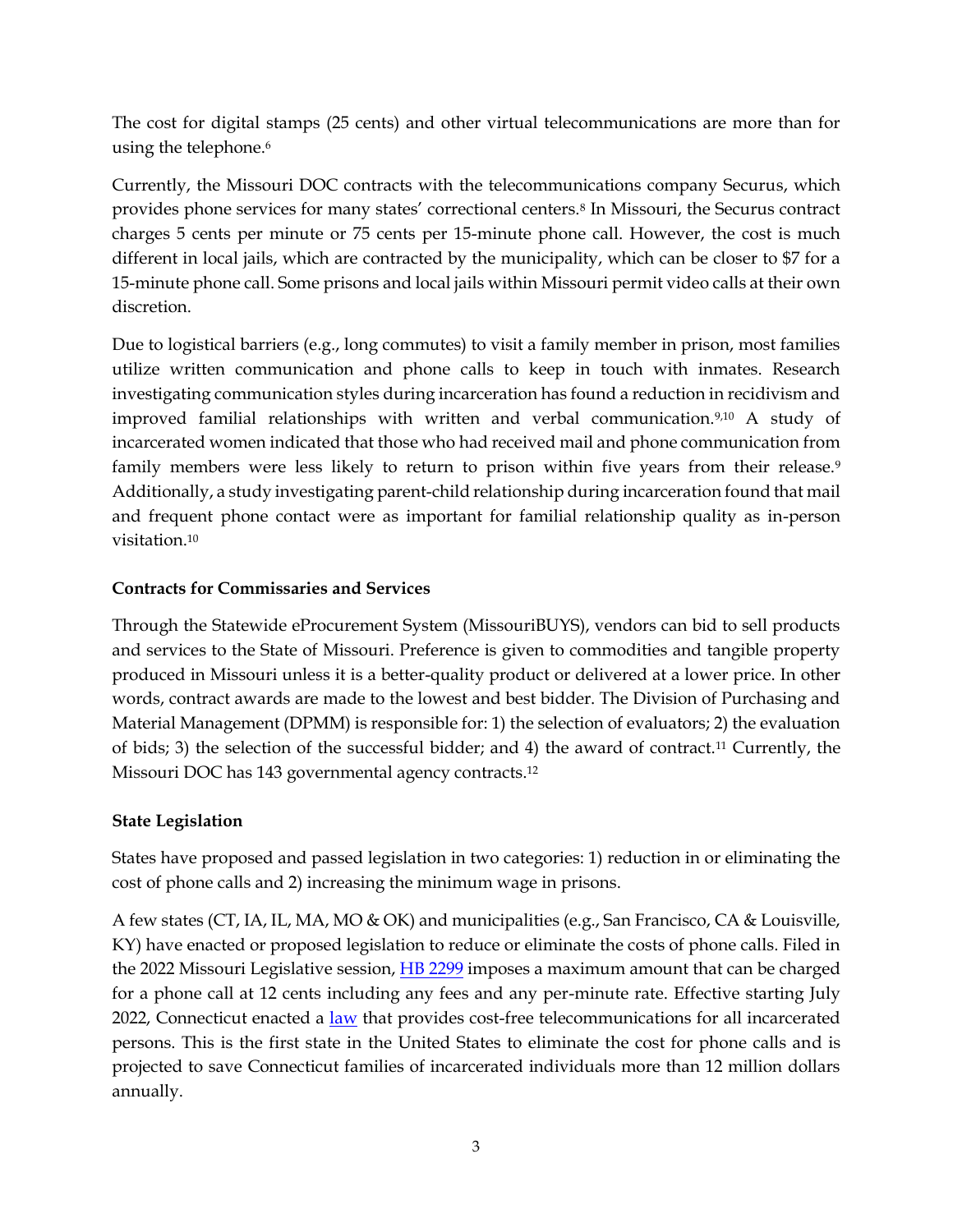The cost for digital stamps (25 cents) and other virtual telecommunications are more than for using the telephone.[6]

Currently, the Missouri DOC contracts with the telecommunications company Securus, which provides phone services for many states' correctional centers.[8] In Missouri, the Securus contract charges 5 cents per minute or 75 cents per 15-minute phone call. However, the cost is much different in local jails, which are contracted by the municipality, which can be closer to $7 for a 15-minute phone call. Some prisons and local jails within Missouri permit video calls at their own discretion.

Due to logistical barriers (e.g., long commutes) to visit a family member in prison, most families utilize written communication and phone calls to keep in touch with inmates. Research investigating communication styles during incarceration has found a reduction in recidivism and improved familial relationships with written and verbal communication.[9,10] A study of incarcerated women indicated that those who had received mail and phone communication from family members were less likely to return to prison within five years from their release.[9] Additionally, a study investigating parent-child relationship during incarceration found that mail and frequent phone contact were as important for familial relationship quality as in-person visitation.[10]

**Contracts for Commissaries and Services**

Through the Statewide eProcurement System (MissouriBUYS), vendors can bid to sell products and services to the State of Missouri. Preference is given to commodities and tangible property produced in Missouri unless it is a better-quality product or delivered at a lower price. In other words, contract awards are made to the lowest and best bidder. The Division of Purchasing and Material Management (DPMM) is responsible for: 1) the selection of evaluators; 2) the evaluation of bids; 3) the selection of the successful bidder; and 4) the award of contract.[11] Currently, the Missouri DOC has 143 governmental agency contracts.[12]

**State Legislation**

States have proposed and passed legislation in two categories: 1) reduction in or eliminating the cost of phone calls and 2) increasing the minimum wage in prisons.

A few states (CT, IA, IL, MA, MO & OK) and municipalities (e.g., San Francisco, CA & Louisville, KY) have enacted or proposed legislation to reduce or eliminate the costs of phone calls. Filed in the 2022 Missouri Legislative session, HB 2299 imposes a maximum amount that can be charged for a phone call at 12 cents including any fees and any per-minute rate. Effective starting July 2022, Connecticut enacted a law that provides cost-free telecommunications for all incarcerated persons. This is the first state in the United States to eliminate the cost for phone calls and is projected to save Connecticut families of incarcerated individuals more than 12 million dollars annually.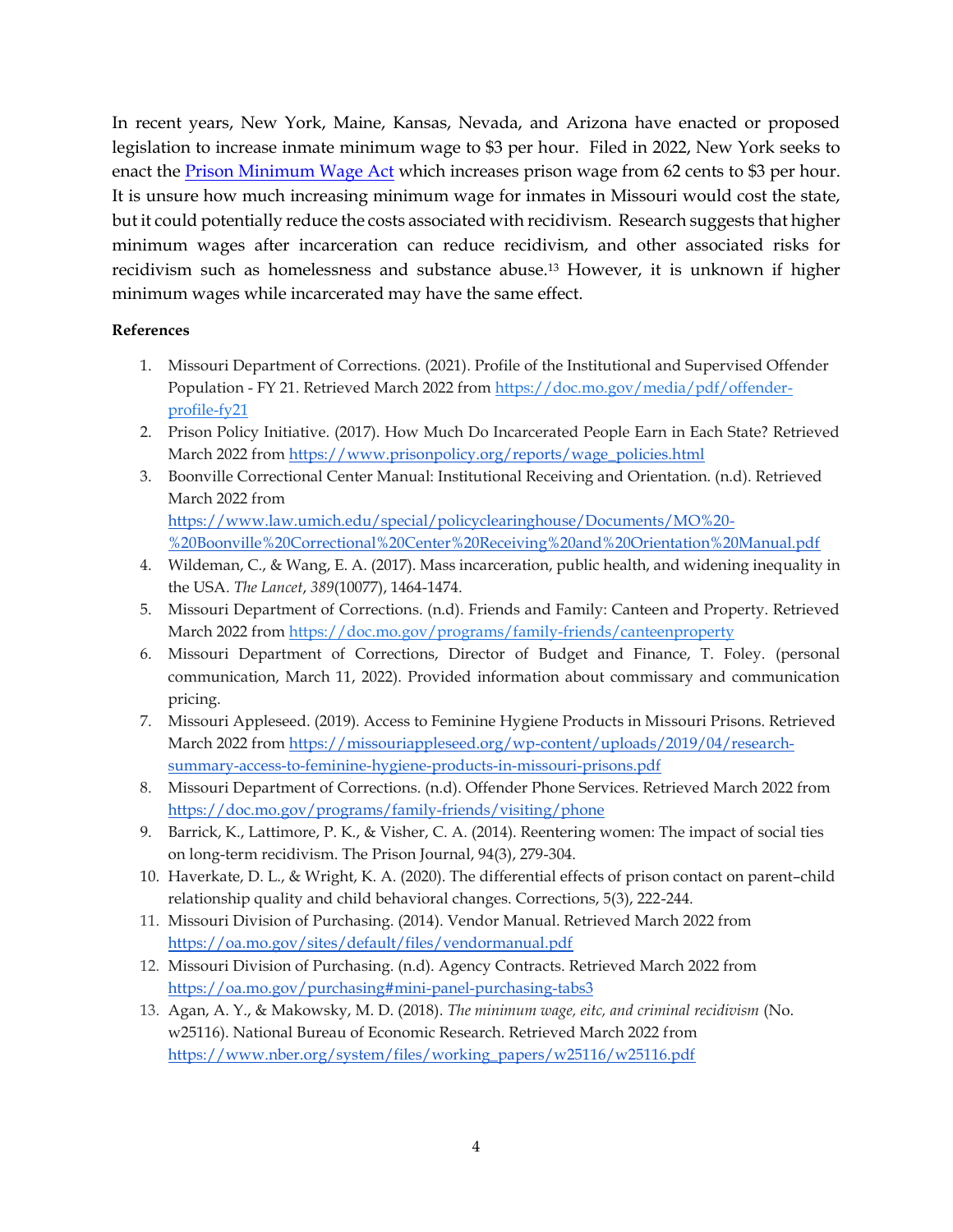In recent years, New York, Maine, Kansas, Nevada, and Arizona have enacted or proposed legislation to increase inmate minimum wage to $3 per hour. Filed in 2022, New York seeks to enact the [Prison Minimum Wage Act](#) which increases prison wage from 62 cents to $3 per hour. It is unsure how much increasing minimum wage for inmates in Missouri would cost the state, but it could potentially reduce the costs associated with recidivism. Research suggests that higher minimum wages after incarceration can reduce recidivism, and other associated risks for recidivism such as homelessness and substance abuse.[13] However, it is unknown if higher minimum wages while incarcerated may have the same effect.

**References**

1. Missouri Department of Corrections. (2021). Profile of the Institutional and Supervised Offender Population - FY 21. Retrieved March 2022 from https://doc.mo.gov/media/pdf/offender-profile-fy21
2. Prison Policy Initiative. (2017). How Much Do Incarcerated People Earn in Each State? Retrieved March 2022 from https://www.prisonpolicy.org/reports/wage_policies.html
3. Boonville Correctional Center Manual: Institutional Receiving and Orientation. (n.d). Retrieved March 2022 from https://www.law.umich.edu/special/policyclearinghouse/Documents/MO%20-%20Boonville%20Correctional%20Center%20Receiving%20and%20Orientation%20Manual.pdf
4. Wildeman, C., & Wang, E. A. (2017). Mass incarceration, public health, and widening inequality in the USA. *The Lancet*, *389*(10077), 1464-1474.
5. Missouri Department of Corrections. (n.d). Friends and Family: Canteen and Property. Retrieved March 2022 from https://doc.mo.gov/programs/family-friends/canteenproperty
6. Missouri Department of Corrections, Director of Budget and Finance, T. Foley. (personal communication, March 11, 2022). Provided information about commissary and communication pricing.
7. Missouri Appleseed. (2019). Access to Feminine Hygiene Products in Missouri Prisons. Retrieved March 2022 from https://missouriappleseed.org/wp-content/uploads/2019/04/research-summary-access-to-feminine-hygiene-products-in-missouri-prisons.pdf
8. Missouri Department of Corrections. (n.d). Offender Phone Services. Retrieved March 2022 from https://doc.mo.gov/programs/family-friends/visiting/phone
9. Barrick, K., Lattimore, P. K., & Visher, C. A. (2014). Reentering women: The impact of social ties on long-term recidivism. The Prison Journal, 94(3), 279-304.
10. Haverkate, D. L., & Wright, K. A. (2020). The differential effects of prison contact on parent–child relationship quality and child behavioral changes. Corrections, 5(3), 222-244.
11. Missouri Division of Purchasing. (2014). Vendor Manual. Retrieved March 2022 from https://oa.mo.gov/sites/default/files/vendormanual.pdf
12. Missouri Division of Purchasing. (n.d). Agency Contracts. Retrieved March 2022 from https://oa.mo.gov/purchasing#mini-panel-purchasing-tabs3
13. Agan, A. Y., & Makowsky, M. D. (2018). *The minimum wage, eitc, and criminal recidivism* (No. w25116). National Bureau of Economic Research. Retrieved March 2022 from https://www.nber.org/system/files/working_papers/w25116/w25116.pdf